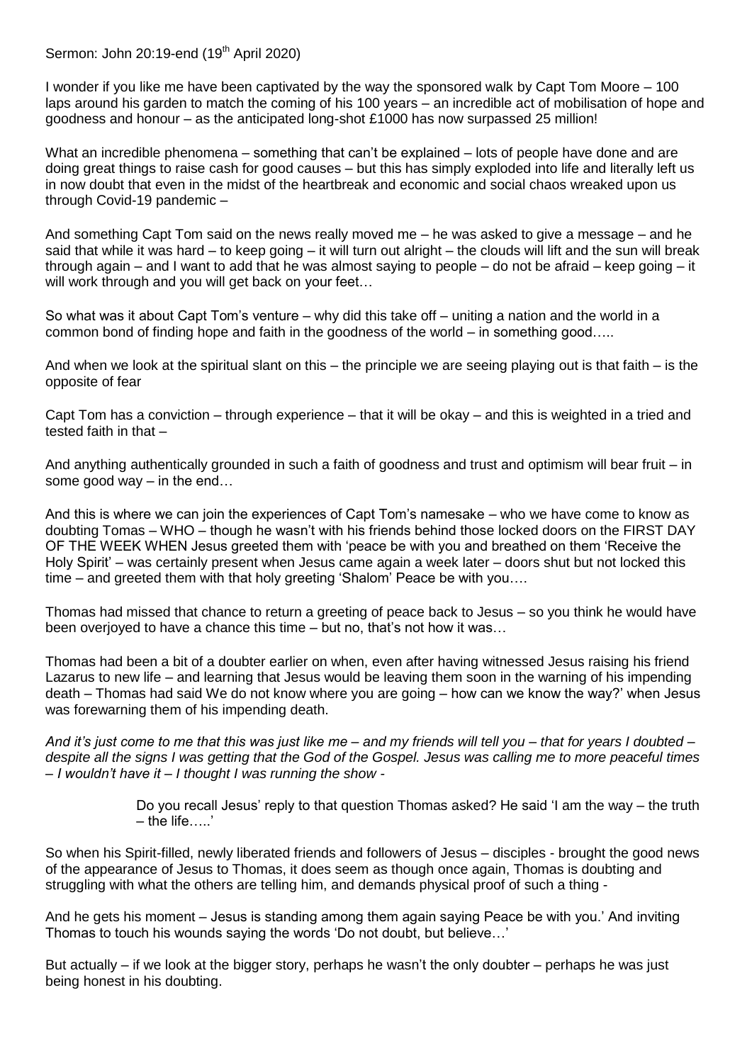Sermon: John 20:19-end (19th April 2020)

I wonder if you like me have been captivated by the way the sponsored walk by Capt Tom Moore – 100 laps around his garden to match the coming of his 100 years – an incredible act of mobilisation of hope and goodness and honour – as the anticipated long-shot £1000 has now surpassed 25 million!

What an incredible phenomena – something that can't be explained – lots of people have done and are doing great things to raise cash for good causes – but this has simply exploded into life and literally left us in now doubt that even in the midst of the heartbreak and economic and social chaos wreaked upon us through Covid-19 pandemic –

And something Capt Tom said on the news really moved me – he was asked to give a message – and he said that while it was hard – to keep going – it will turn out alright – the clouds will lift and the sun will break through again – and I want to add that he was almost saying to people – do not be afraid – keep going – it will work through and you will get back on your feet…

So what was it about Capt Tom's venture – why did this take off – uniting a nation and the world in a common bond of finding hope and faith in the goodness of the world – in something good…..

And when we look at the spiritual slant on this – the principle we are seeing playing out is that faith – is the opposite of fear

Capt Tom has a conviction – through experience – that it will be okay – and this is weighted in a tried and tested faith in that –

And anything authentically grounded in such a faith of goodness and trust and optimism will bear fruit – in some good way – in the end…

And this is where we can join the experiences of Capt Tom's namesake – who we have come to know as doubting Tomas – WHO – though he wasn't with his friends behind those locked doors on the FIRST DAY OF THE WEEK WHEN Jesus greeted them with 'peace be with you and breathed on them 'Receive the Holy Spirit' – was certainly present when Jesus came again a week later – doors shut but not locked this time – and greeted them with that holy greeting 'Shalom' Peace be with you….

Thomas had missed that chance to return a greeting of peace back to Jesus – so you think he would have been overjoyed to have a chance this time – but no, that's not how it was…

Thomas had been a bit of a doubter earlier on when, even after having witnessed Jesus raising his friend Lazarus to new life – and learning that Jesus would be leaving them soon in the warning of his impending death – Thomas had said We do not know where you are going – how can we know the way?' when Jesus was forewarning them of his impending death.

*And it's just come to me that this was just like me – and my friends will tell you – that for years I doubted – despite all the signs I was getting that the God of the Gospel. Jesus was calling me to more peaceful times – I wouldn't have it – I thought I was running the show -*

> Do you recall Jesus' reply to that question Thomas asked? He said 'I am the way – the truth – the life…..'

So when his Spirit-filled, newly liberated friends and followers of Jesus – disciples - brought the good news of the appearance of Jesus to Thomas, it does seem as though once again, Thomas is doubting and struggling with what the others are telling him, and demands physical proof of such a thing -

And he gets his moment – Jesus is standing among them again saying Peace be with you.' And inviting Thomas to touch his wounds saying the words 'Do not doubt, but believe…'

But actually – if we look at the bigger story, perhaps he wasn't the only doubter – perhaps he was just being honest in his doubting.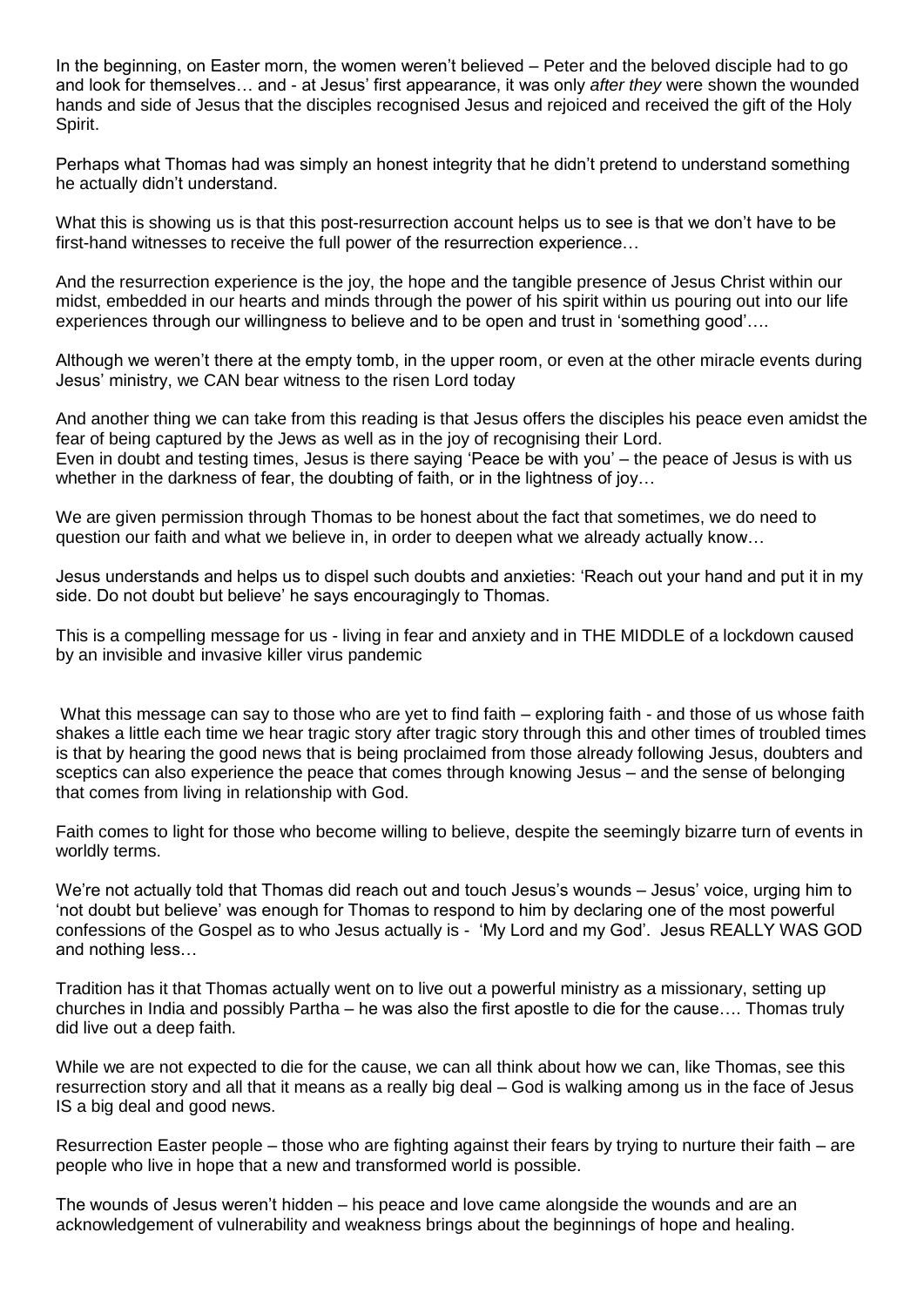In the beginning, on Easter morn, the women weren't believed – Peter and the beloved disciple had to go and look for themselves… and - at Jesus' first appearance, it was only *after they* were shown the wounded hands and side of Jesus that the disciples recognised Jesus and rejoiced and received the gift of the Holy Spirit.

Perhaps what Thomas had was simply an honest integrity that he didn't pretend to understand something he actually didn't understand.

What this is showing us is that this post-resurrection account helps us to see is that we don't have to be first-hand witnesses to receive the full power of the resurrection experience…

And the resurrection experience is the joy, the hope and the tangible presence of Jesus Christ within our midst, embedded in our hearts and minds through the power of his spirit within us pouring out into our life experiences through our willingness to believe and to be open and trust in 'something good'….

Although we weren't there at the empty tomb, in the upper room, or even at the other miracle events during Jesus' ministry, we CAN bear witness to the risen Lord today

And another thing we can take from this reading is that Jesus offers the disciples his peace even amidst the fear of being captured by the Jews as well as in the joy of recognising their Lord.
Even in doubt and testing times, Jesus is there saying 'Peace be with you' – the peace of Jesus is with us whether in the darkness of fear, the doubting of faith, or in the lightness of joy…

We are given permission through Thomas to be honest about the fact that sometimes, we do need to question our faith and what we believe in, in order to deepen what we already actually know…

Jesus understands and helps us to dispel such doubts and anxieties: 'Reach out your hand and put it in my side. Do not doubt but believe' he says encouragingly to Thomas.

This is a compelling message for us - living in fear and anxiety and in THE MIDDLE of a lockdown caused by an invisible and invasive killer virus pandemic

What this message can say to those who are yet to find faith – exploring faith - and those of us whose faith shakes a little each time we hear tragic story after tragic story through this and other times of troubled times is that by hearing the good news that is being proclaimed from those already following Jesus, doubters and sceptics can also experience the peace that comes through knowing Jesus – and the sense of belonging that comes from living in relationship with God.

Faith comes to light for those who become willing to believe, despite the seemingly bizarre turn of events in worldly terms.

We're not actually told that Thomas did reach out and touch Jesus's wounds – Jesus' voice, urging him to 'not doubt but believe' was enough for Thomas to respond to him by declaring one of the most powerful confessions of the Gospel as to who Jesus actually is - 'My Lord and my God'. Jesus REALLY WAS GOD and nothing less…

Tradition has it that Thomas actually went on to live out a powerful ministry as a missionary, setting up churches in India and possibly Partha – he was also the first apostle to die for the cause…. Thomas truly did live out a deep faith.

While we are not expected to die for the cause, we can all think about how we can, like Thomas, see this resurrection story and all that it means as a really big deal – God is walking among us in the face of Jesus IS a big deal and good news.

Resurrection Easter people – those who are fighting against their fears by trying to nurture their faith – are people who live in hope that a new and transformed world is possible.

The wounds of Jesus weren't hidden – his peace and love came alongside the wounds and are an acknowledgement of vulnerability and weakness brings about the beginnings of hope and healing.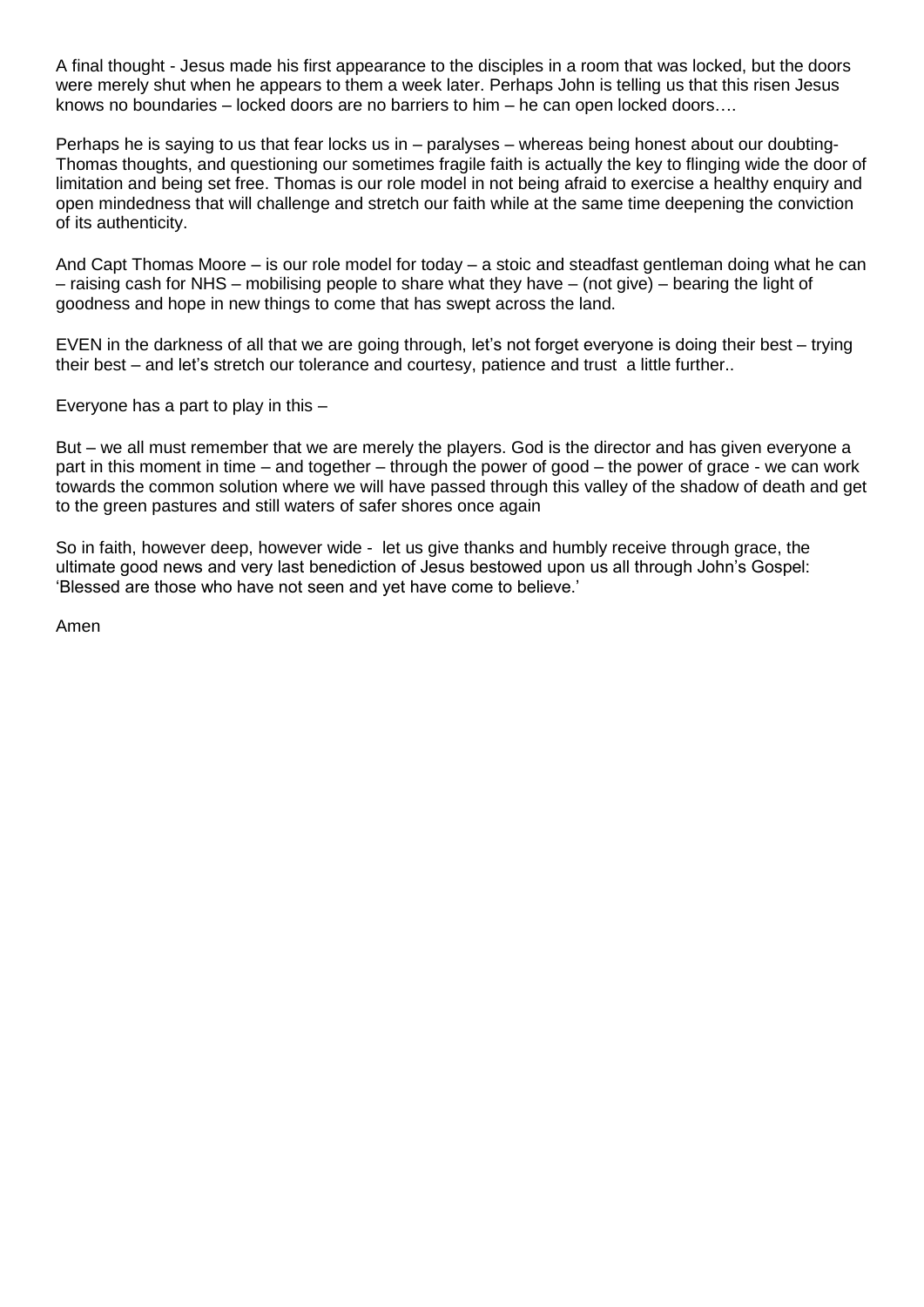A final thought - Jesus made his first appearance to the disciples in a room that was locked, but the doors were merely shut when he appears to them a week later. Perhaps John is telling us that this risen Jesus knows no boundaries – locked doors are no barriers to him – he can open locked doors….

Perhaps he is saying to us that fear locks us in – paralyses – whereas being honest about our doubting-Thomas thoughts, and questioning our sometimes fragile faith is actually the key to flinging wide the door of limitation and being set free. Thomas is our role model in not being afraid to exercise a healthy enquiry and open mindedness that will challenge and stretch our faith while at the same time deepening the conviction of its authenticity.

And Capt Thomas Moore – is our role model for today – a stoic and steadfast gentleman doing what he can – raising cash for NHS – mobilising people to share what they have – (not give) – bearing the light of goodness and hope in new things to come that has swept across the land.

EVEN in the darkness of all that we are going through, let's not forget everyone is doing their best – trying their best – and let's stretch our tolerance and courtesy, patience and trust  a little further..

Everyone has a part to play in this –

But – we all must remember that we are merely the players. God is the director and has given everyone a part in this moment in time – and together – through the power of good – the power of grace - we can work towards the common solution where we will have passed through this valley of the shadow of death and get to the green pastures and still waters of safer shores once again

So in faith, however deep, however wide -  let us give thanks and humbly receive through grace, the ultimate good news and very last benediction of Jesus bestowed upon us all through John's Gospel: 'Blessed are those who have not seen and yet have come to believe.'

Amen